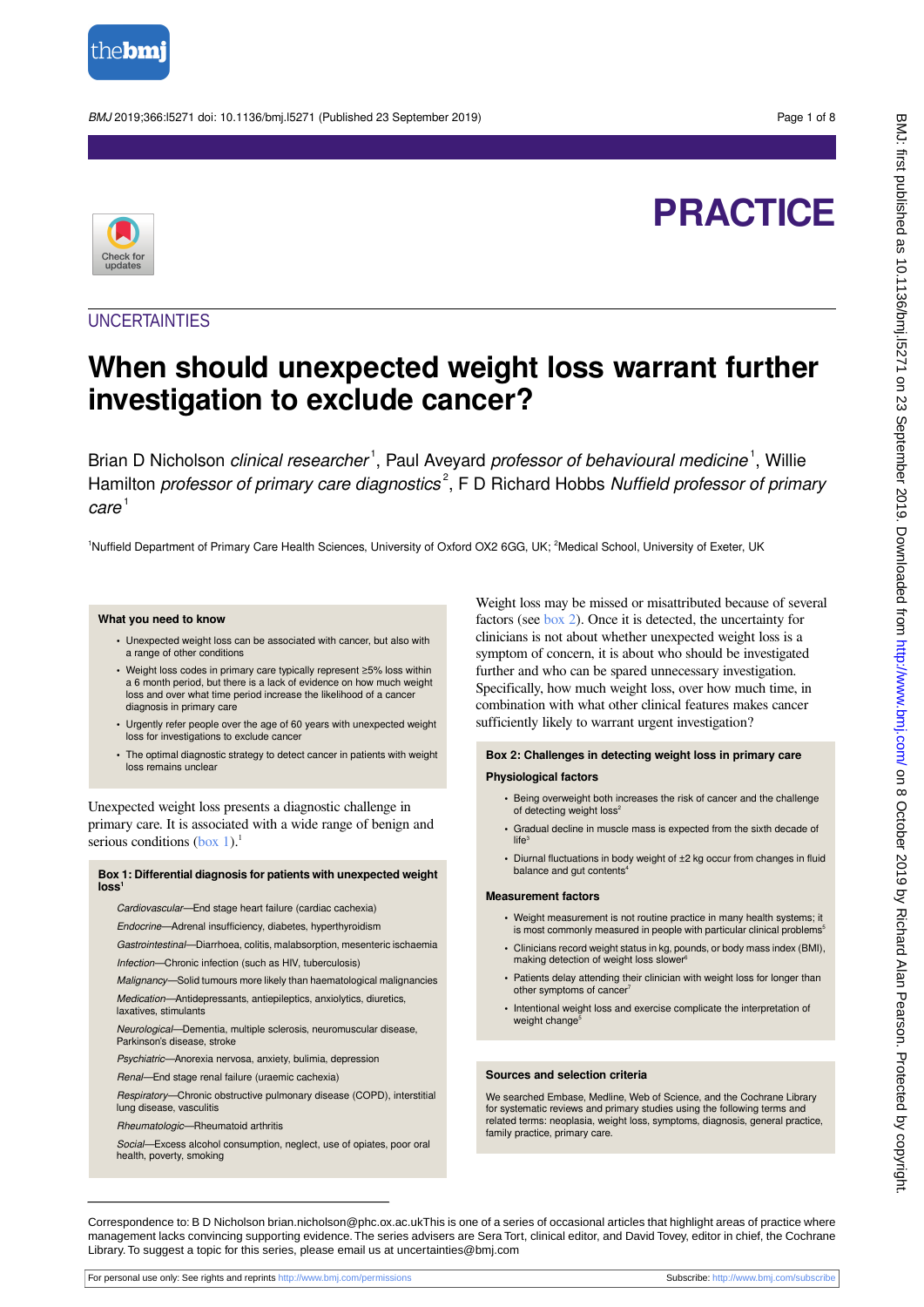PRACTICE

UNCERTAINTIES

# When should unexpected weight loss warrant further investigation to exclude cancer?

Brian D Nicholson *clinical researcher*[1], Paul Aveyard *professor of behavioural medicine*[1], Willie Hamilton *professor of primary care diagnostics*[2], F D Richard Hobbs *Nuffield professor of primary care*[1]

[1]Nuffield Department of Primary Care Health Sciences, University of Oxford OX2 6GG, UK; [2]Medical School, University of Exeter, UK

### What you need to know

- Unexpected weight loss can be associated with cancer, but also with a range of other conditions
- Weight loss codes in primary care typically represent ≥5% loss within a 6 month period, but there is a lack of evidence on how much weight loss and over what time period increase the likelihood of a cancer diagnosis in primary care
- Urgently refer people over the age of 60 years with unexpected weight loss for investigations to exclude cancer
- The optimal diagnostic strategy to detect cancer in patients with weight loss remains unclear

Unexpected weight loss presents a diagnostic challenge in primary care. It is associated with a wide range of benign and serious conditions (box 1).[1]

### Box 1: Differential diagnosis for patients with unexpected weight loss[1]

*Cardiovascular*—End stage heart failure (cardiac cachexia)

*Endocrine*—Adrenal insufficiency, diabetes, hyperthyroidism

*Gastrointestinal*—Diarrhoea, colitis, malabsorption, mesenteric ischaemia

*Infection*—Chronic infection (such as HIV, tuberculosis)

*Malignancy*—Solid tumours more likely than haematological malignancies

*Medication*—Antidepressants, antiepileptics, anxiolytics, diuretics, laxatives, stimulants

*Neurological*—Dementia, multiple sclerosis, neuromuscular disease, Parkinson's disease, stroke

*Psychiatric*—Anorexia nervosa, anxiety, bulimia, depression

*Renal*—End stage renal failure (uraemic cachexia)

*Respiratory*—Chronic obstructive pulmonary disease (COPD), interstitial lung disease, vasculitis

*Rheumatologic*—Rheumatoid arthritis

*Social*—Excess alcohol consumption, neglect, use of opiates, poor oral health, poverty, smoking

Weight loss may be missed or misattributed because of several factors (see box 2). Once it is detected, the uncertainty for clinicians is not about whether unexpected weight loss is a symptom of concern, it is about who should be investigated further and who can be spared unnecessary investigation. Specifically, how much weight loss, over how much time, in combination with what other clinical features makes cancer sufficiently likely to warrant urgent investigation?

### Box 2: Challenges in detecting weight loss in primary care

**Physiological factors**

- Being overweight both increases the risk of cancer and the challenge of detecting weight loss[2]
- Gradual decline in muscle mass is expected from the sixth decade of life[3]
- Diurnal fluctuations in body weight of ±2 kg occur from changes in fluid balance and gut contents[4]

**Measurement factors**

- Weight measurement is not routine practice in many health systems; it is most commonly measured in people with particular clinical problems[5]
- Clinicians record weight status in kg, pounds, or body mass index (BMI), making detection of weight loss slower[6]
- Patients delay attending their clinician with weight loss for longer than other symptoms of cancer[7]
- Intentional weight loss and exercise complicate the interpretation of weight change[5]

### Sources and selection criteria

We searched Embase, Medline, Web of Science, and the Cochrane Library for systematic reviews and primary studies using the following terms and related terms: neoplasia, weight loss, symptoms, diagnosis, general practice, family practice, primary care.

Correspondence to: B D Nicholson brian.nicholson@phc.ox.ac.ukThis is one of a series of occasional articles that highlight areas of practice where management lacks convincing supporting evidence. The series advisers are Sera Tort, clinical editor, and David Tovey, editor in chief, the Cochrane Library. To suggest a topic for this series, please email us at uncertainties@bmj.com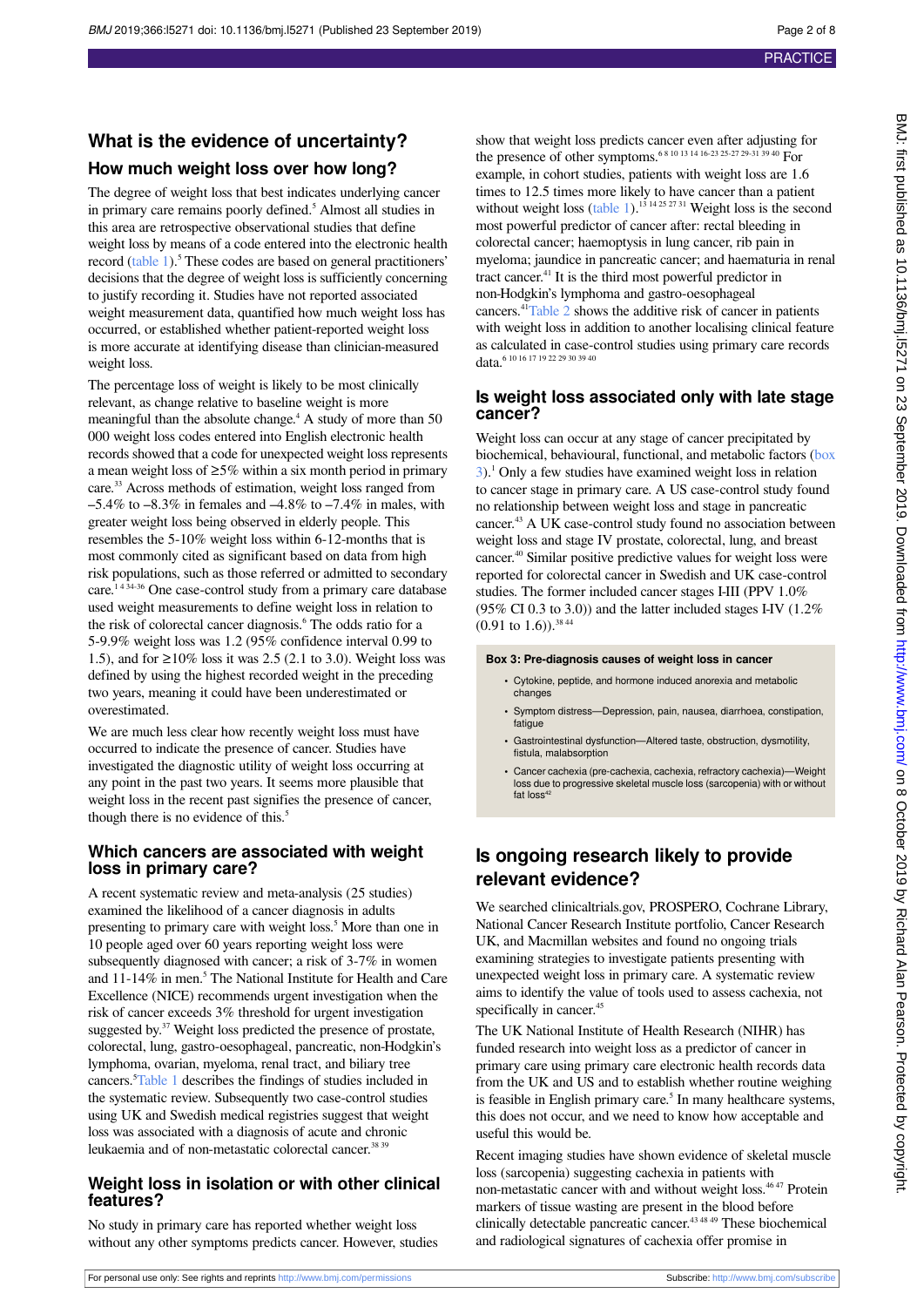## What is the evidence of uncertainty?

### How much weight loss over how long?

The degree of weight loss that best indicates underlying cancer in primary care remains poorly defined.[5] Almost all studies in this area are retrospective observational studies that define weight loss by means of a code entered into the electronic health record (table 1).[5] These codes are based on general practitioners' decisions that the degree of weight loss is sufficiently concerning to justify recording it. Studies have not reported associated weight measurement data, quantified how much weight loss has occurred, or established whether patient-reported weight loss is more accurate at identifying disease than clinician-measured weight loss.

The percentage loss of weight is likely to be most clinically relevant, as change relative to baseline weight is more meaningful than the absolute change.[4] A study of more than 50 000 weight loss codes entered into English electronic health records showed that a code for unexpected weight loss represents a mean weight loss of ≥5% within a six month period in primary care.[33] Across methods of estimation, weight loss ranged from –5.4% to –8.3% in females and –4.8% to –7.4% in males, with greater weight loss being observed in elderly people. This resembles the 5-10% weight loss within 6-12-months that is most commonly cited as significant based on data from high risk populations, such as those referred or admitted to secondary care.[1 4 34-36] One case-control study from a primary care database used weight measurements to define weight loss in relation to the risk of colorectal cancer diagnosis.[6] The odds ratio for a 5-9.9% weight loss was 1.2 (95% confidence interval 0.99 to 1.5), and for ≥10% loss it was 2.5 (2.1 to 3.0). Weight loss was defined by using the highest recorded weight in the preceding two years, meaning it could have been underestimated or overestimated.

We are much less clear how recently weight loss must have occurred to indicate the presence of cancer. Studies have investigated the diagnostic utility of weight loss occurring at any point in the past two years. It seems more plausible that weight loss in the recent past signifies the presence of cancer, though there is no evidence of this.[5]

### Which cancers are associated with weight loss in primary care?

A recent systematic review and meta-analysis (25 studies) examined the likelihood of a cancer diagnosis in adults presenting to primary care with weight loss.[5] More than one in 10 people aged over 60 years reporting weight loss were subsequently diagnosed with cancer; a risk of 3-7% in women and 11-14% in men.[5] The National Institute for Health and Care Excellence (NICE) recommends urgent investigation when the risk of cancer exceeds 3% threshold for urgent investigation suggested by.[37] Weight loss predicted the presence of prostate, colorectal, lung, gastro-oesophageal, pancreatic, non-Hodgkin's lymphoma, ovarian, myeloma, renal tract, and biliary tree cancers.[5] Table 1 describes the findings of studies included in the systematic review. Subsequently two case-control studies using UK and Swedish medical registries suggest that weight loss was associated with a diagnosis of acute and chronic leukaemia and of non-metastatic colorectal cancer.[38 39]

### Weight loss in isolation or with other clinical features?

No study in primary care has reported whether weight loss without any other symptoms predicts cancer. However, studies show that weight loss predicts cancer even after adjusting for the presence of other symptoms.[6 8 10 13 14 16-23 25-27 29-31 39 40] For example, in cohort studies, patients with weight loss are 1.6 times to 12.5 times more likely to have cancer than a patient without weight loss (table 1).[13 14 25 27 31] Weight loss is the second most powerful predictor of cancer after: rectal bleeding in colorectal cancer; haemoptysis in lung cancer, rib pain in myeloma; jaundice in pancreatic cancer; and haematuria in renal tract cancer.[41] It is the third most powerful predictor in non-Hodgkin's lymphoma and gastro-oesophageal cancers.[41] Table 2 shows the additive risk of cancer in patients with weight loss in addition to another localising clinical feature as calculated in case-control studies using primary care records data.[6 10 16 17 19 22 29 30 39 40]

### Is weight loss associated only with late stage cancer?

Weight loss can occur at any stage of cancer precipitated by biochemical, behavioural, functional, and metabolic factors (box 3).[1] Only a few studies have examined weight loss in relation to cancer stage in primary care. A US case-control study found no relationship between weight loss and stage in pancreatic cancer.[43] A UK case-control study found no association between weight loss and stage IV prostate, colorectal, lung, and breast cancer.[40] Similar positive predictive values for weight loss were reported for colorectal cancer in Swedish and UK case-control studies. The former included cancer stages I-III (PPV 1.0% (95% CI 0.3 to 3.0)) and the latter included stages I-IV (1.2% (0.91 to 1.6)).[38 44]

**Box 3: Pre-diagnosis causes of weight loss in cancer**

- Cytokine, peptide, and hormone induced anorexia and metabolic changes
- Symptom distress—Depression, pain, nausea, diarrhoea, constipation, fatigue
- Gastrointestinal dysfunction—Altered taste, obstruction, dysmotility, fistula, malabsorption
- Cancer cachexia (pre-cachexia, cachexia, refractory cachexia)—Weight loss due to progressive skeletal muscle loss (sarcopenia) with or without fat loss[42]

## Is ongoing research likely to provide relevant evidence?

We searched clinicaltrials.gov, PROSPERO, Cochrane Library, National Cancer Research Institute portfolio, Cancer Research UK, and Macmillan websites and found no ongoing trials examining strategies to investigate patients presenting with unexpected weight loss in primary care. A systematic review aims to identify the value of tools used to assess cachexia, not specifically in cancer.[45]

The UK National Institute of Health Research (NIHR) has funded research into weight loss as a predictor of cancer in primary care using primary care electronic health records data from the UK and US and to establish whether routine weighing is feasible in English primary care.[5] In many healthcare systems, this does not occur, and we need to know how acceptable and useful this would be.

Recent imaging studies have shown evidence of skeletal muscle loss (sarcopenia) suggesting cachexia in patients with non-metastatic cancer with and without weight loss.[46 47] Protein markers of tissue wasting are present in the blood before clinically detectable pancreatic cancer.[43 48 49] These biochemical and radiological signatures of cachexia offer promise in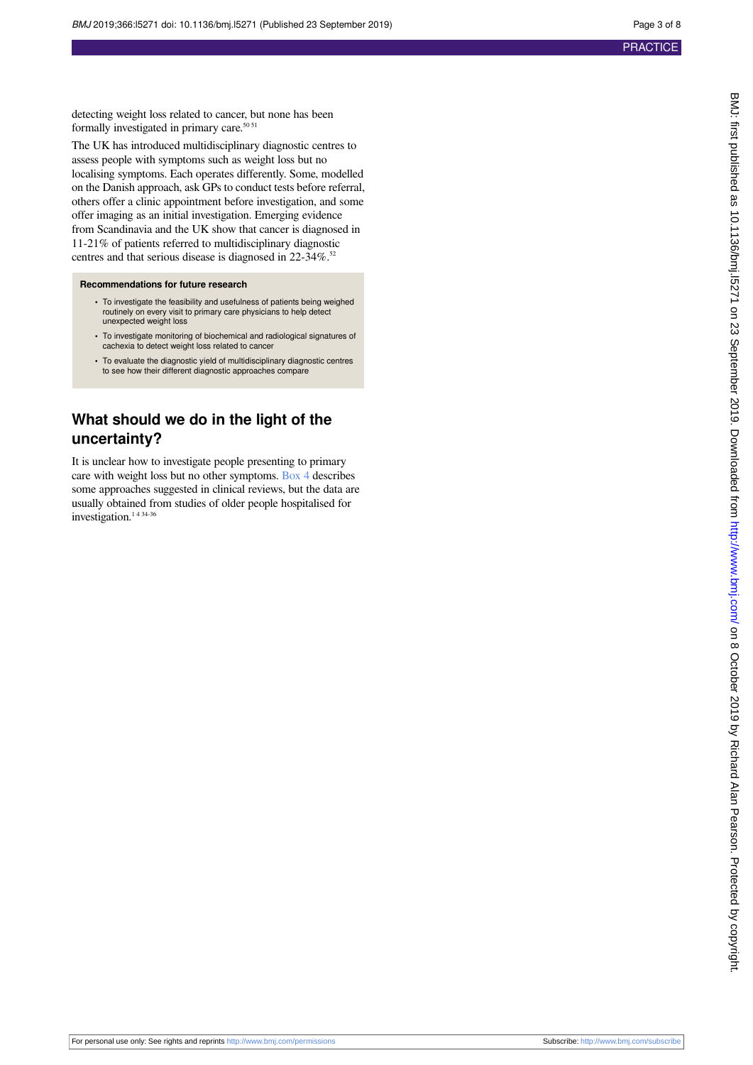detecting weight loss related to cancer, but none has been formally investigated in primary care.[50 51]

The UK has introduced multidisciplinary diagnostic centres to assess people with symptoms such as weight loss but no localising symptoms. Each operates differently. Some, modelled on the Danish approach, ask GPs to conduct tests before referral, others offer a clinic appointment before investigation, and some offer imaging as an initial investigation. Emerging evidence from Scandinavia and the UK show that cancer is diagnosed in 11-21% of patients referred to multidisciplinary diagnostic centres and that serious disease is diagnosed in 22-34%.[52]

**Recommendations for future research**

- To investigate the feasibility and usefulness of patients being weighed routinely on every visit to primary care physicians to help detect unexpected weight loss
- To investigate monitoring of biochemical and radiological signatures of cachexia to detect weight loss related to cancer
- To evaluate the diagnostic yield of multidisciplinary diagnostic centres to see how their different diagnostic approaches compare

## What should we do in the light of the uncertainty?

It is unclear how to investigate people presenting to primary care with weight loss but no other symptoms. Box 4 describes some approaches suggested in clinical reviews, but the data are usually obtained from studies of older people hospitalised for investigation.[1 4 34-36]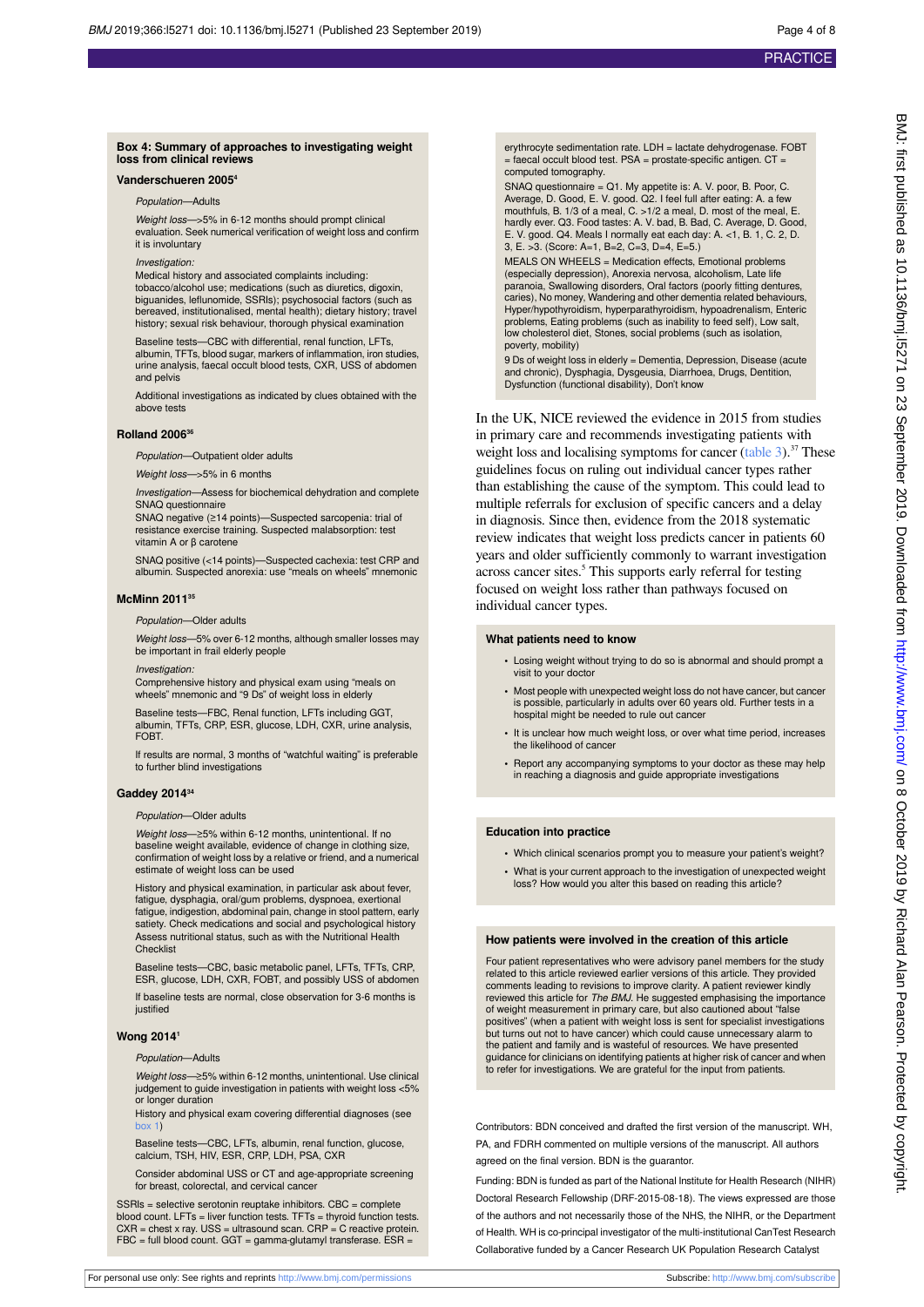### Box 4: Summary of approaches to investigating weight loss from clinical reviews

**Vanderschueren 2005[4]**

*Population*—Adults

*Weight loss*—>5% in 6-12 months should prompt clinical evaluation. Seek numerical verification of weight loss and confirm it is involuntary

*Investigation:*

Medical history and associated complaints including: tobacco/alcohol use; medications (such as diuretics, digoxin, biguanides, leflunomide, SSRIs); psychosocial factors (such as bereaved, institutionalised, mental health); dietary history; travel history; sexual risk behaviour, thorough physical examination

Baseline tests—CBC with differential, renal function, LFTs, albumin, TFTs, blood sugar, markers of inflammation, iron studies, urine analysis, faecal occult blood tests, CXR, USS of abdomen and pelvis

Additional investigations as indicated by clues obtained with the above tests

**Rolland 2006[36]**

*Population*—Outpatient older adults

*Weight loss*—>5% in 6 months

*Investigation*—Assess for biochemical dehydration and complete SNAQ questionnaire

SNAQ negative (≥14 points)—Suspected sarcopenia: trial of resistance exercise training. Suspected malabsorption: test vitamin A or β carotene

SNAQ positive (<14 points)—Suspected cachexia: test CRP and albumin. Suspected anorexia: use "meals on wheels" mnemonic

**McMinn 2011[35]**

*Population*—Older adults

*Weight loss*—5% over 6-12 months, although smaller losses may be important in frail elderly people

*Investigation:*

Comprehensive history and physical exam using "meals on wheels" mnemonic and "9 Ds" of weight loss in elderly

Baseline tests—FBC, Renal function, LFTs including GGT, albumin, TFTs, CRP, ESR, glucose, LDH, CXR, urine analysis, FOBT.

If results are normal, 3 months of "watchful waiting" is preferable to further blind investigations

**Gaddey 2014[34]**

*Population*—Older adults

*Weight loss*—≥5% within 6-12 months, unintentional. If no baseline weight available, evidence of change in clothing size, confirmation of weight loss by a relative or friend, and a numerical estimate of weight loss can be used

History and physical examination, in particular ask about fever, fatigue, dysphagia, oral/gum problems, dyspnoea, exertional fatigue, indigestion, abdominal pain, change in stool pattern, early satiety. Check medications and social and psychological history Assess nutritional status, such as with the Nutritional Health Checklist

Baseline tests—CBC, basic metabolic panel, LFTs, TFTs, CRP, ESR, glucose, LDH, CXR, FOBT, and possibly USS of abdomen

If baseline tests are normal, close observation for 3-6 months is justified

**Wong 2014[1]**

*Population*—Adults

*Weight loss*—≥5% within 6-12 months, unintentional. Use clinical judgement to guide investigation in patients with weight loss <5% or longer duration

History and physical exam covering differential diagnoses (see box 1)

Baseline tests—CBC, LFTs, albumin, renal function, glucose, calcium, TSH, HIV, ESR, CRP, LDH, PSA, CXR

Consider abdominal USS or CT and age-appropriate screening for breast, colorectal, and cervical cancer

SSRIs = selective serotonin reuptake inhibitors. CBC = complete blood count. LFTs = liver function tests. TFTs = thyroid function tests. CXR = chest x ray. USS = ultrasound scan. CRP = C reactive protein. FBC = full blood count. GGT = gamma-glutamyl transferase. ESR = erythrocyte sedimentation rate. LDH = lactate dehydrogenase. FOBT = faecal occult blood test. PSA = prostate-specific antigen. CT = computed tomography.

SNAQ questionnaire = Q1. My appetite is: A. V. poor, B. Poor, C. Average, D. Good, E. V. good. Q2. I feel full after eating: A. a few mouthfuls, B. 1/3 of a meal, C. >1/2 a meal, D. most of the meal, E. hardly ever. Q3. Food tastes: A. V. bad, B. Bad, C. Average, D. Good, E. V. good. Q4. Meals I normally eat each day: A. <1, B. 1, C. 2, D. 3, E. >3. (Score: A=1, B=2, C=3, D=4, E=5.)

MEALS ON WHEELS = Medication effects, Emotional problems (especially depression), Anorexia nervosa, alcoholism, Late life paranoia, Swallowing disorders, Oral factors (poorly fitting dentures, caries), No money, Wandering and other dementia related behaviours, Hyper/hypothyroidism, hyperparathyroidism, hypoadrenalism, Enteric problems, Eating problems (such as inability to feed self), Low salt, low cholesterol diet, Stones, social problems (such as isolation, poverty, mobility)

9 Ds of weight loss in elderly = Dementia, Depression, Disease (acute and chronic), Dysphagia, Dysgeusia, Diarrhoea, Drugs, Dentition, Dysfunction (functional disability), Don't know

In the UK, NICE reviewed the evidence in 2015 from studies in primary care and recommends investigating patients with weight loss and localising symptoms for cancer (table 3).[37] These guidelines focus on ruling out individual cancer types rather than establishing the cause of the symptom. This could lead to multiple referrals for exclusion of specific cancers and a delay in diagnosis. Since then, evidence from the 2018 systematic review indicates that weight loss predicts cancer in patients 60 years and older sufficiently commonly to warrant investigation across cancer sites.[5] This supports early referral for testing focused on weight loss rather than pathways focused on individual cancer types.

### What patients need to know

- Losing weight without trying to do so is abnormal and should prompt a visit to your doctor
- Most people with unexpected weight loss do not have cancer, but cancer is possible, particularly in adults over 60 years old. Further tests in a hospital might be needed to rule out cancer
- It is unclear how much weight loss, or over what time period, increases the likelihood of cancer
- Report any accompanying symptoms to your doctor as these may help in reaching a diagnosis and guide appropriate investigations

### Education into practice

- Which clinical scenarios prompt you to measure your patient's weight?
- What is your current approach to the investigation of unexpected weight loss? How would you alter this based on reading this article?

### How patients were involved in the creation of this article

Four patient representatives who were advisory panel members for the study related to this article reviewed earlier versions of this article. They provided comments leading to revisions to improve clarity. A patient reviewer kindly reviewed this article for *The BMJ*. He suggested emphasising the importance of weight measurement in primary care, but also cautioned about "false positives" (when a patient with weight loss is sent for specialist investigations but turns out not to have cancer) which could cause unnecessary alarm to the patient and family and is wasteful of resources. We have presented guidance for clinicians on identifying patients at higher risk of cancer and when to refer for investigations. We are grateful for the input from patients.

Contributors: BDN conceived and drafted the first version of the manuscript. WH, PA, and FDRH commented on multiple versions of the manuscript. All authors agreed on the final version. BDN is the guarantor.

Funding: BDN is funded as part of the National Institute for Health Research (NIHR) Doctoral Research Fellowship (DRF-2015-08-18). The views expressed are those of the authors and not necessarily those of the NHS, the NIHR, or the Department of Health. WH is co-principal investigator of the multi-institutional CanTest Research Collaborative funded by a Cancer Research UK Population Research Catalyst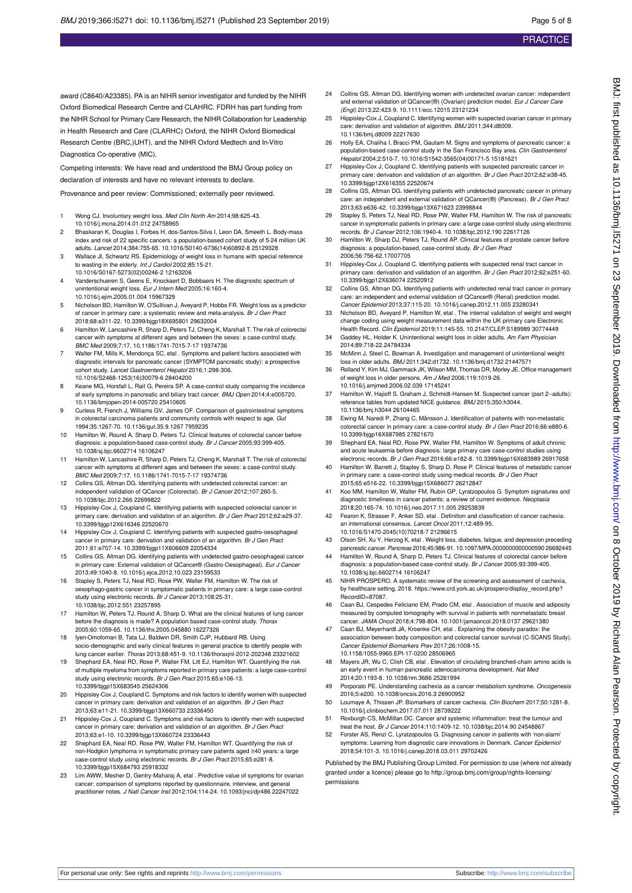award (C8640/A23385). PA is an NIHR senior investigator and funded by the NIHR Oxford Biomedical Research Centre and CLAHRC. FDRH has part funding from the NIHR School for Primary Care Research, the NIHR Collaboration for Leadership in Health Research and Care (CLARHC) Oxford, the NIHR Oxford Biomedical Research Centre (BRC,)UHT), and the NIHR Oxford Medtech and In-Vitro Diagnostics Co-operative (MIC).

Competing interests: We have read and understood the BMJ Group policy on declaration of interests and have no relevant interests to declare.

Provenance and peer review: Commissioned; externally peer reviewed.

1. Wong CJ. Involuntary weight loss. *Med Clin North Am* 2014;98:625-43. 10.1016/j.mcna.2014.01.012 24758965
2. Bhaskaran K, Douglas I, Forbes H, dos-Santos-Silva I, Leon DA, Smeeth L. Body-mass index and risk of 22 specific cancers: a population-based cohort study of 5·24 million UK adults. *Lancet* 2014;384:755-65. 10.1016/S0140-6736(14)60892-8 25129328
3. Wallace JI, Schwartz RS. Epidemiology of weight loss in humans with special reference to wasting in the elderly. *Int J Cardiol* 2002;85:15-21. 10.1016/S0167-5273(02)00246-2 12163206
4. Vanderschueren S, Geens E, Knockaert D, Bobbaers H. The diagnostic spectrum of unintentional weight loss. *Eur J Intern Med* 2005;16:160-4. 10.1016/j.ejim.2005.01.004 15967329
5. Nicholson BD, Hamilton W, O'Sullivan J, Aveyard P, Hobbs FR. Weight loss as a predictor of cancer in primary care: a systematic review and meta-analysis. *Br J Gen Pract* 2018;68:e311-22. 10.3399/bjgp18X695801 29632004
6. Hamilton W, Lancashire R, Sharp D, Peters TJ, Cheng K, Marshall T. The risk of colorectal cancer with symptoms at different ages and between the sexes: a case-control study. *BMC Med* 2009;7:17. 10.1186/1741-7015-7-17 19374736
7. Walter FM, Mills K, Mendonça SC, etal . Symptoms and patient factors associated with diagnostic intervals for pancreatic cancer (SYMPTOM pancreatic study): a prospective cohort study. *Lancet Gastroenterol Hepatol* 2016;1:298-306. 10.1016/S2468-1253(16)30079-6 28404200
8. Keane MG, Horsfall L, Rait G, Pereira SP. A case-control study comparing the incidence of early symptoms in pancreatic and biliary tract cancer. *BMJ Open* 2014;4:e005720. 10.1136/bmjopen-2014-005720 25410605
9. Curless R, French J, Williams GV, James OF. Comparison of gastrointestinal symptoms in colorectal carcinoma patients and community controls with respect to age. *Gut* 1994;35:1267-70. 10.1136/gut.35.9.1267 7959235
10. Hamilton W, Round A, Sharp D, Peters TJ. Clinical features of colorectal cancer before diagnosis: a population-based case-control study. *Br J Cancer* 2005;93:399-405. 10.1038/sj.bjc.6602714 16106247
11. Hamilton W, Lancashire R, Sharp D, Peters TJ, Cheng K, Marshall T. The risk of colorectal cancer with symptoms at different ages and between the sexes: a case-control study. *BMC Med* 2009;7:17. 10.1186/1741-7015-7-17 19374736
12. Collins GS, Altman DG. Identifying patients with undetected colorectal cancer: an independent validation of QCancer (Colorectal). *Br J Cancer* 2012;107:260-5. 10.1038/bjc.2012.266 22699822
13. Hippisley-Cox J, Coupland C. Identifying patients with suspected colorectal cancer in primary care: derivation and validation of an algorithm. *Br J Gen Pract* 2012;62:e29-37. 10.3399/bjgp12X616346 22520670
14. Hippisley-Cox J, Coupland C. Identifying patients with suspected gastro-oesophageal cancer in primary care: derivation and validation of an algorithm. *Br J Gen Pract* 2011;61:e707-14. 10.3399/bjgp11X606609 22054334
15. Collins GS, Altman DG. Identifying patients with undetected gastro-oesophageal cancer in primary care: External validation of QCancer® (Gastro-Oesophageal). *Eur J Cancer* 2013;49:1040-8. 10.1016/j.ejca.2012.10.023 23159533
16. Stapley S, Peters TJ, Neal RD, Rose PW, Walter FM, Hamilton W. The risk of oesophago-gastric cancer in symptomatic patients in primary care: a large case-control study using electronic records. *Br J Cancer* 2013;108:25-31. 10.1038/bjc.2012.551 23257895
17. Hamilton W, Peters TJ, Round A, Sharp D. What are the clinical features of lung cancer before the diagnosis is made? A population based case-control study. *Thorax* 2005;60:1059-65. 10.1136/thx.2005.045880 16227326
18. Iyen-Omofoman B, Tata LJ, Baldwin DR, Smith CJP, Hubbard RB. Using socio-demographic and early clinical features in general practice to identify people with lung cancer earlier. *Thorax* 2013;68:451-9. 10.1136/thoraxjnl-2012-202348 23321602
19. Shephard EA, Neal RD, Rose P, Walter FM, Litt EJ, Hamilton WT. Quantifying the risk of multiple myeloma from symptoms reported in primary care patients: a large case-control study using electronic records. *Br J Gen Pract* 2015;65:e106-13. 10.3399/bjgp15X683545 25624306
20. Hippisley-Cox J, Coupland C. Symptoms and risk factors to identify women with suspected cancer in primary care: derivation and validation of an algorithm. *Br J Gen Pract* 2013;63:e11-21. 10.3399/bjgp13X660733 23336450
21. Hippisley-Cox J, Coupland C. Symptoms and risk factors to identify men with suspected cancer in primary care: derivation and validation of an algorithm. *Br J Gen Pract* 2013;63:e1-10. 10.3399/bjgp13X660724 23336443
22. Shephard EA, Neal RD, Rose PW, Walter FM, Hamilton WT. Quantifying the risk of non-Hodgkin lymphoma in symptomatic primary care patients aged ≥40 years: a large case-control study using electronic records. *Br J Gen Pract* 2015;65:e281-8. 10.3399/bjgp15X684793 25918332
23. Lim AWW, Mesher D, Gentry-Maharaj A, etal . Predictive value of symptoms for ovarian cancer: comparison of symptoms reported by questionnaire, interview, and general practitioner notes. *J Natl Cancer Inst* 2012;104:114-24. 10.1093/jnci/djr486 22247022
24. Collins GS, Altman DG. Identifying women with undetected ovarian cancer: independent and external validation of QCancer®) (Ovarian) prediction model. *Eur J Cancer Care (Engl)* 2013;22:423-9. 10.1111/ecc.12015 23121234
25. Hippisley-Cox J, Coupland C. Identifying women with suspected ovarian cancer in primary care: derivation and validation of algorithm. *BMJ* 2011;344:d8009. 10.1136/bmj.d8009 22217630
26. Holly EA, Chaliha I, Bracci PM, Gautam M. Signs and symptoms of pancreatic cancer: a population-based case-control study in the San Francisco Bay area. *Clin Gastroenterol Hepatol* 2004;2:510-7. 10.1016/S1542-3565(04)00171-5 15181621
27. Hippisley-Cox J, Coupland C. Identifying patients with suspected pancreatic cancer in primary care: derivation and validation of an algorithm. *Br J Gen Pract* 2012;62:e38-45. 10.3399/bjgp12X616355 22520674
28. Collins GS, Altman DG. Identifying patients with undetected pancreatic cancer in primary care: an independent and external validation of QCancer(®) (Pancreas). *Br J Gen Pract* 2013;63:e636-42. 10.3399/bjgp13X671623 23998844
29. Stapley S, Peters TJ, Neal RD, Rose PW, Walter FM, Hamilton W. The risk of pancreatic cancer in symptomatic patients in primary care: a large case-control study using electronic records. *Br J Cancer* 2012;106:1940-4. 10.1038/bjc.2012.190 22617126
30. Hamilton W, Sharp DJ, Peters TJ, Round AP. Clinical features of prostate cancer before diagnosis: a population-based, case-control study. *Br J Gen Pract* 2006;56:756-62.17007705
31. Hippisley-Cox J, Coupland C. Identifying patients with suspected renal tract cancer in primary care: derivation and validation of an algorithm. *Br J Gen Pract* 2012;62:e251-60. 10.3399/bjgp12X636074 22520912
32. Collins GS, Altman DG. Identifying patients with undetected renal tract cancer in primary care: an independent and external validation of QCancer® (Renal) prediction model. *Cancer Epidemiol* 2013;37:115-20. 10.1016/j.canep.2012.11.005 23280341
33. Nicholson BD, Aveyard P, Hamilton W, etal . The internal validation of weight and weight change coding using weight measurement data within the UK primary care Electronic Health Record. *Clin Epidemiol* 2019;11:145-55. 10.2147/CLEP.S189989 30774449
34. Gaddey HL, Holder K. Unintentional weight loss in older adults. *Am Fam Physician* 2014;89:718-22.24784334
35. McMinn J, Steel C, Bowman A. Investigation and management of unintentional weight loss in older adults. *BMJ* 2011;342:d1732. 10.1136/bmj.d1732 21447571
36. Rolland Y, Kim MJ, Gammack JK, Wilson MM, Thomas DR, Morley JE. Office management of weight loss in older persons. *Am J Med* 2006;119:1019-26. 10.1016/j.amjmed.2006.02.039 17145241
37. Hamilton W, Hajioff S, Graham J, Schmidt-Hansen M. Suspected cancer (part 2--adults): reference tables from updated NICE guidance. *BMJ* 2015;350:h3044. 10.1136/bmj.h3044 26104465
38. Ewing M, Naredi P, Zhang C, Månsson J. Identification of patients with non-metastatic colorectal cancer in primary care: a case-control study. *Br J Gen Pract* 2016;66:e880-6. 10.3399/bjgp16X687985 27821670
39. Shephard EA, Neal RD, Rose PW, Walter FM, Hamilton W. Symptoms of adult chronic and acute leukaemia before diagnosis: large primary care case-control studies using electronic records. *Br J Gen Pract* 2016;66:e182-8. 10.3399/bjgp16X683989 26917658
40. Hamilton W, Barrett J, Stapley S, Sharp D, Rose P. Clinical features of metastatic cancer in primary care: a case-control study using medical records. *Br J Gen Pract* 2015;65:e516-22. 10.3399/bjgp15X686077 26212847
41. Koo MM, Hamilton W, Walter FM, Rubin GP, Lyratzopoulos G. Symptom signatures and diagnostic timeliness in cancer patients: a review of current evidence. *Neoplasia* 2018;20:165-74. 10.1016/j.neo.2017.11.005 29253839
42. Fearon K, Strasser F, Anker SD, etal . Definition and classification of cancer cachexia: an international consensus. *Lancet Oncol* 2011;12:489-95. 10.1016/S1470-2045(10)70218-7 21296615
43. Olson SH, Xu Y, Herzog K, etal . Weight loss, diabetes, fatigue, and depression preceding pancreatic cancer. *Pancreas* 2016;45:986-91. 10.1097/MPA.0000000000000590 26692445
44. Hamilton W, Round A, Sharp D, Peters TJ. Clinical features of colorectal cancer before diagnosis: a population-based case-control study. *Br J Cancer* 2005;93:399-405. 10.1038/sj.bjc.6602714 16106247
45. NIHR PROSPERO. A systematic review of the screening and assessment of cachexia, by healthcare setting. 2018. https://www.crd.york.ac.uk/prospero/display_record.php?RecordID=87087.
46. Caan BJ, Cespedes Feliciano EM, Prado CM, etal . Association of muscle and adiposity measured by computed tomography with survival in patients with nonmetastatic breast cancer. *JAMA Oncol* 2018;4:798-804. 10.1001/jamaoncol.2018.0137 29621380
47. Caan BJ, Meyerhardt JA, Kroenke CH, etal . Explaining the obesity paradox: the association between body composition and colorectal cancer survival (C-SCANS Study). *Cancer Epidemiol Biomarkers Prev* 2017;26:1008-15. 10.1158/1055-9965.EPI-17-0200 28506965
48. Mayers JR, Wu C, Clish CB, etal . Elevation of circulating branched-chain amino acids is an early event in human pancreatic adenocarcinoma development. *Nat Med* 2014;20:1193-8. 10.1038/nm.3686 25261994
49. Porporato PE. Understanding cachexia as a cancer metabolism syndrome. *Oncogenesis* 2016;5:e200. 10.1038/oncsis.2016.3 26900952
50. Loumaye A, Thissen JP. Biomarkers of cancer cachexia. *Clin Biochem* 2017;50:1281-8. 10.1016/j.clinbiochem.2017.07.011 28739222
51. Roxburgh CS, McMillan DC. Cancer and systemic inflammation: treat the tumour and treat the host. *Br J Cancer* 2014;110:1409-12. 10.1038/bjc.2014.90 24548867
52. Forster AS, Renzi C, Lyratzopoulos G. Diagnosing cancer in patients with 'non-alarm' symptoms: Learning from diagnostic care innovations in Denmark. *Cancer Epidemiol* 2018;54:101-3. 10.1016/j.canep.2018.03.011 29702426

Published by the BMJ Publishing Group Limited. For permission to use (where not already granted under a licence) please go to http://group.bmj.com/group/rights-licensing/permissions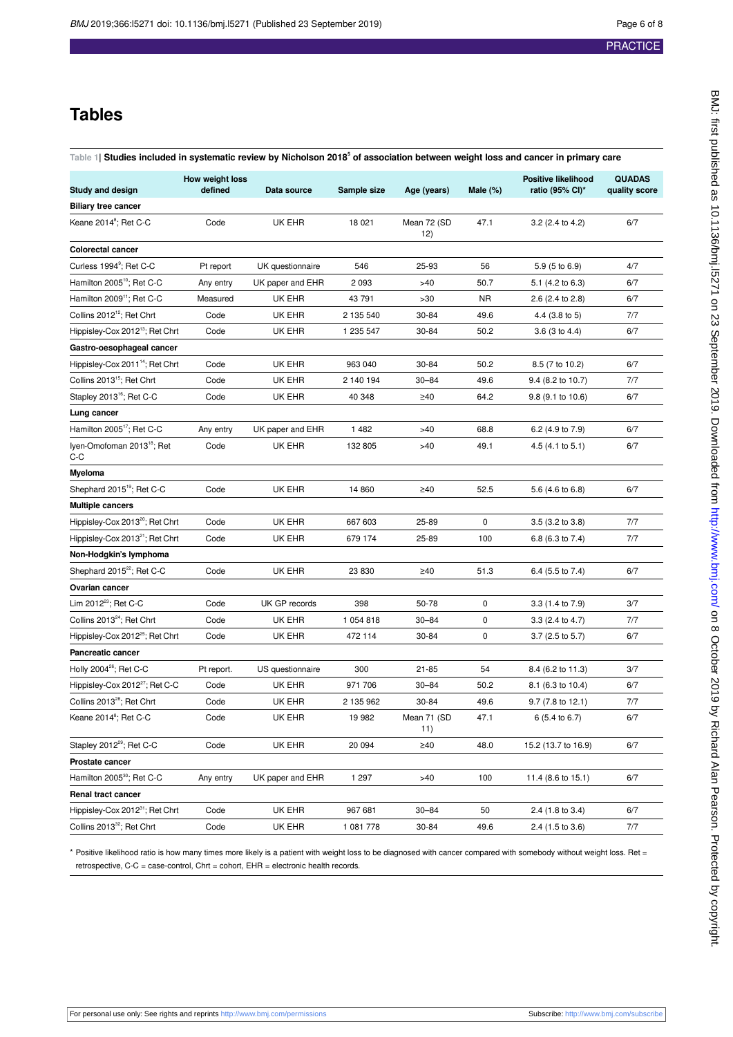# Tables

**Table 1| Studies included in systematic review by Nicholson 2018[5] of association between weight loss and cancer in primary care**

| Study and design | How weight loss defined | Data source | Sample size | Age (years) | Male (%) | Positive likelihood ratio (95% CI)* | QUADAS quality score |
|---|---|---|---|---|---|---|---|
| **Biliary tree cancer** | | | | | | | |
| Keane 2014[8]; Ret C-C | Code | UK EHR | 18 021 | Mean 72 (SD 12) | 47.1 | 3.2 (2.4 to 4.2) | 6/7 |
| **Colorectal cancer** | | | | | | | |
| Curless 1994[9]; Ret C-C | Pt report | UK questionnaire | 546 | 25-93 | 56 | 5.9 (5 to 6.9) | 4/7 |
| Hamilton 2005[10]; Ret C-C | Any entry | UK paper and EHR | 2 093 | >40 | 50.7 | 5.1 (4.2 to 6.3) | 6/7 |
| Hamilton 2009[11]; Ret C-C | Measured | UK EHR | 43 791 | >30 | NR | 2.6 (2.4 to 2.8) | 6/7 |
| Collins 2012[12]; Ret Chrt | Code | UK EHR | 2 135 540 | 30-84 | 49.6 | 4.4 (3.8 to 5) | 7/7 |
| Hippisley-Cox 2012[13]; Ret Chrt | Code | UK EHR | 1 235 547 | 30-84 | 50.2 | 3.6 (3 to 4.4) | 6/7 |
| **Gastro-oesophageal cancer** | | | | | | | |
| Hippisley-Cox 2011[14]; Ret Chrt | Code | UK EHR | 963 040 | 30-84 | 50.2 | 8.5 (7 to 10.2) | 6/7 |
| Collins 2013[15]; Ret Chrt | Code | UK EHR | 2 140 194 | 30–84 | 49.6 | 9.4 (8.2 to 10.7) | 7/7 |
| Stapley 2013[16]; Ret C-C | Code | UK EHR | 40 348 | ≥40 | 64.2 | 9.8 (9.1 to 10.6) | 6/7 |
| **Lung cancer** | | | | | | | |
| Hamilton 2005[17]; Ret C-C | Any entry | UK paper and EHR | 1 482 | >40 | 68.8 | 6.2 (4.9 to 7.9) | 6/7 |
| Iyen-Omofoman 2013[18]; Ret C-C | Code | UK EHR | 132 805 | >40 | 49.1 | 4.5 (4.1 to 5.1) | 6/7 |
| **Myeloma** | | | | | | | |
| Shephard 2015[19]; Ret C-C | Code | UK EHR | 14 860 | ≥40 | 52.5 | 5.6 (4.6 to 6.8) | 6/7 |
| **Multiple cancers** | | | | | | | |
| Hippisley-Cox 2013[20]; Ret Chrt | Code | UK EHR | 667 603 | 25-89 | 0 | 3.5 (3.2 to 3.8) | 7/7 |
| Hippisley-Cox 2013[21]; Ret Chrt | Code | UK EHR | 679 174 | 25-89 | 100 | 6.8 (6.3 to 7.4) | 7/7 |
| **Non-Hodgkin's lymphoma** | | | | | | | |
| Shephard 2015[22]; Ret C-C | Code | UK EHR | 23 830 | ≥40 | 51.3 | 6.4 (5.5 to 7.4) | 6/7 |
| **Ovarian cancer** | | | | | | | |
| Lim 2012[23]; Ret C-C | Code | UK GP records | 398 | 50-78 | 0 | 3.3 (1.4 to 7.9) | 3/7 |
| Collins 2013[24]; Ret Chrt | Code | UK EHR | 1 054 818 | 30–84 | 0 | 3.3 (2.4 to 4.7) | 7/7 |
| Hippisley-Cox 2012[25]; Ret Chrt | Code | UK EHR | 472 114 | 30-84 | 0 | 3.7 (2.5 to 5.7) | 6/7 |
| **Pancreatic cancer** | | | | | | | |
| Holly 2004[26]; Ret C-C | Pt report. | US questionnaire | 300 | 21-85 | 54 | 8.4 (6.2 to 11.3) | 3/7 |
| Hippisley-Cox 2012[27]; Ret C-C | Code | UK EHR | 971 706 | 30–84 | 50.2 | 8.1 (6.3 to 10.4) | 6/7 |
| Collins 2013[28]; Ret Chrt | Code | UK EHR | 2 135 962 | 30-84 | 49.6 | 9.7 (7.8 to 12.1) | 7/7 |
| Keane 2014[8]; Ret C-C | Code | UK EHR | 19 982 | Mean 71 (SD 11) | 47.1 | 6 (5.4 to 6.7) | 6/7 |
| Stapley 2012[29]; Ret C-C | Code | UK EHR | 20 094 | ≥40 | 48.0 | 15.2 (13.7 to 16.9) | 6/7 |
| **Prostate cancer** | | | | | | | |
| Hamilton 2005[30]; Ret C-C | Any entry | UK paper and EHR | 1 297 | >40 | 100 | 11.4 (8.6 to 15.1) | 6/7 |
| **Renal tract cancer** | | | | | | | |
| Hippisley-Cox 2012[31]; Ret Chrt | Code | UK EHR | 967 681 | 30–84 | 50 | 2.4 (1.8 to 3.4) | 6/7 |
| Collins 2013[32]; Ret Chrt | Code | UK EHR | 1 081 778 | 30-84 | 49.6 | 2.4 (1.5 to 3.6) | 7/7 |

\* Positive likelihood ratio is how many times more likely is a patient with weight loss to be diagnosed with cancer compared with somebody without weight loss. Ret = retrospective, C-C = case-control, Chrt = cohort, EHR = electronic health records.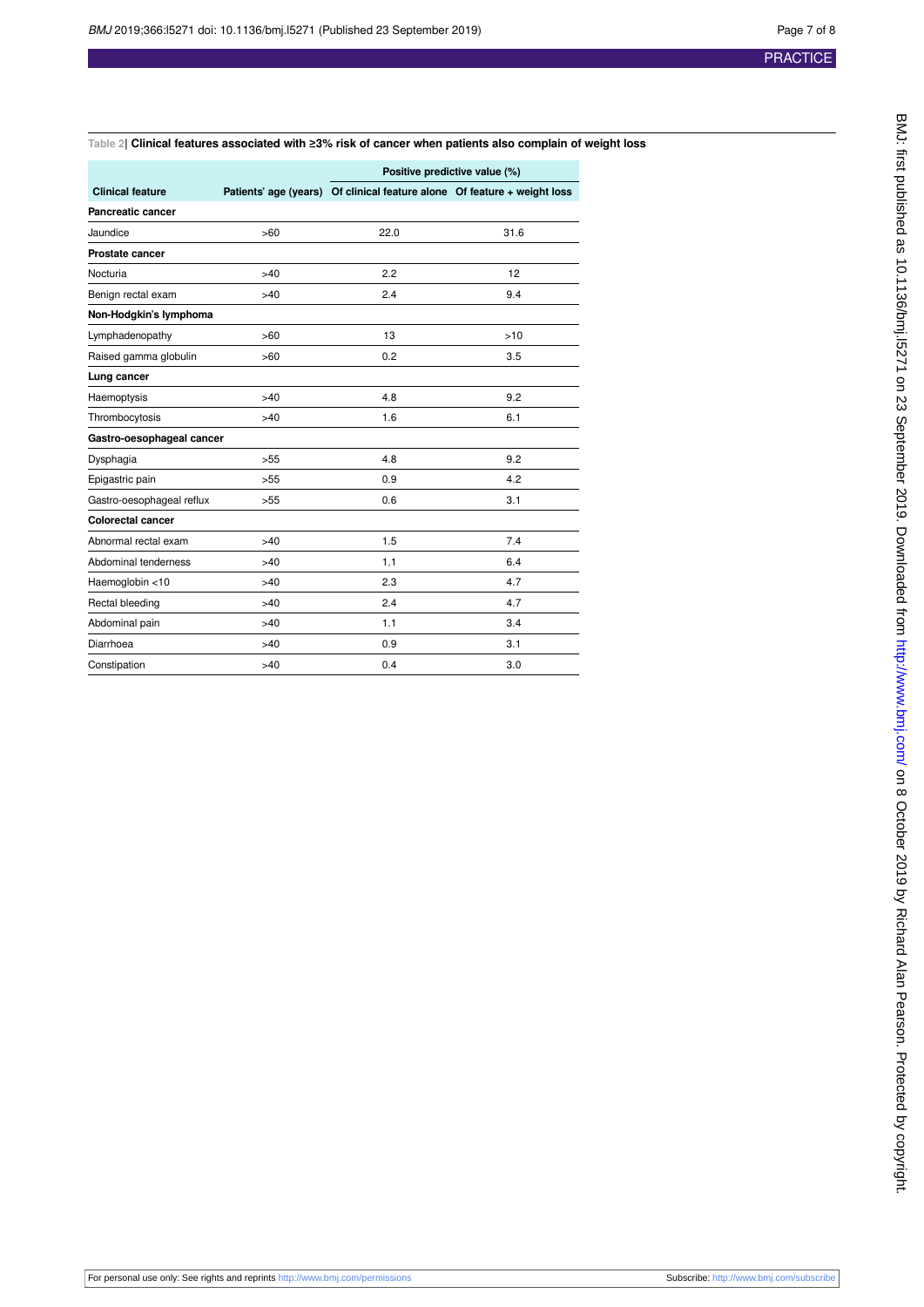**Table 2| Clinical features associated with ≥3% risk of cancer when patients also complain of weight loss**

| Clinical feature | Patients' age (years) | Positive predictive value (%) | |
|---|---|---|---|
| | | Of clinical feature alone | Of feature + weight loss |
| **Pancreatic cancer** | | | |
| Jaundice | >60 | 22.0 | 31.6 |
| **Prostate cancer** | | | |
| Nocturia | >40 | 2.2 | 12 |
| Benign rectal exam | >40 | 2.4 | 9.4 |
| **Non-Hodgkin's lymphoma** | | | |
| Lymphadenopathy | >60 | 13 | >10 |
| Raised gamma globulin | >60 | 0.2 | 3.5 |
| **Lung cancer** | | | |
| Haemoptysis | >40 | 4.8 | 9.2 |
| Thrombocytosis | >40 | 1.6 | 6.1 |
| **Gastro-oesophageal cancer** | | | |
| Dysphagia | >55 | 4.8 | 9.2 |
| Epigastric pain | >55 | 0.9 | 4.2 |
| Gastro-oesophageal reflux | >55 | 0.6 | 3.1 |
| **Colorectal cancer** | | | |
| Abnormal rectal exam | >40 | 1.5 | 7.4 |
| Abdominal tenderness | >40 | 1.1 | 6.4 |
| Haemoglobin <10 | >40 | 2.3 | 4.7 |
| Rectal bleeding | >40 | 2.4 | 4.7 |
| Abdominal pain | >40 | 1.1 | 3.4 |
| Diarrhoea | >40 | 0.9 | 3.1 |
| Constipation | >40 | 0.4 | 3.0 |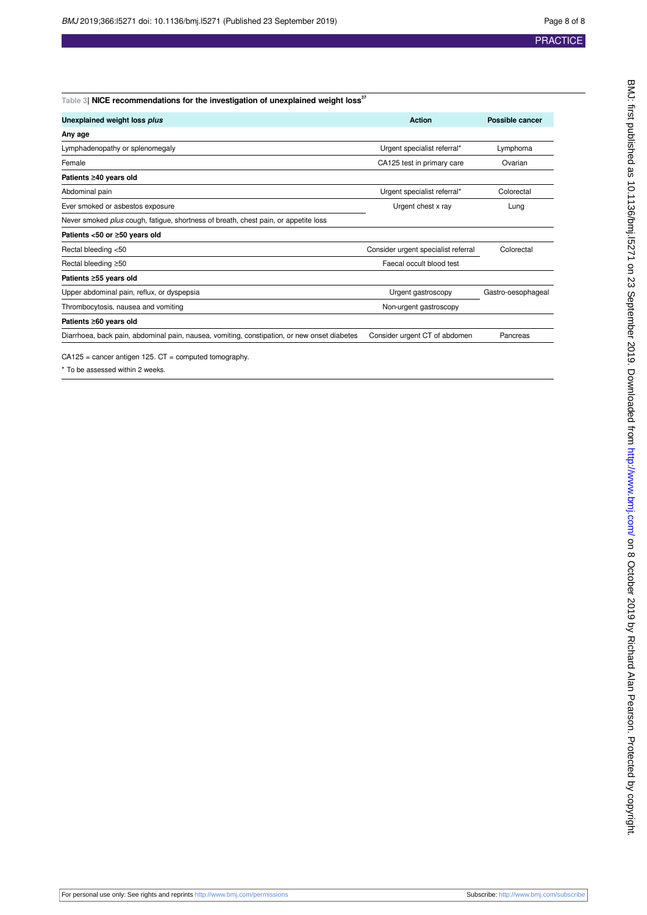Table 3| NICE recommendations for the investigation of unexplained weight loss[37]

| Unexplained weight loss *plus* | Action | Possible cancer |
|---|---|---|
| **Any age** | | |
| Lymphadenopathy or splenomegaly | Urgent specialist referral* | Lymphoma |
| Female | CA125 test in primary care | Ovarian |
| **Patients ≥40 years old** | | |
| Abdominal pain | Urgent specialist referral* | Colorectal |
| Ever smoked or asbestos exposure | Urgent chest x ray | Lung |
| Never smoked *plus* cough, fatigue, shortness of breath, chest pain, or appetite loss | | |
| **Patients <50 or ≥50 years old** | | |
| Rectal bleeding <50 | Consider urgent specialist referral | Colorectal |
| Rectal bleeding ≥50 | Faecal occult blood test | |
| **Patients ≥55 years old** | | |
| Upper abdominal pain, reflux, or dyspepsia | Urgent gastroscopy | Gastro-oesophageal |
| Thrombocytosis, nausea and vomiting | Non-urgent gastroscopy | |
| **Patients ≥60 years old** | | |
| Diarrhoea, back pain, abdominal pain, nausea, vomiting, constipation, or new onset diabetes | Consider urgent CT of abdomen | Pancreas |

CA125 = cancer antigen 125. CT = computed tomography.

\* To be assessed within 2 weeks.